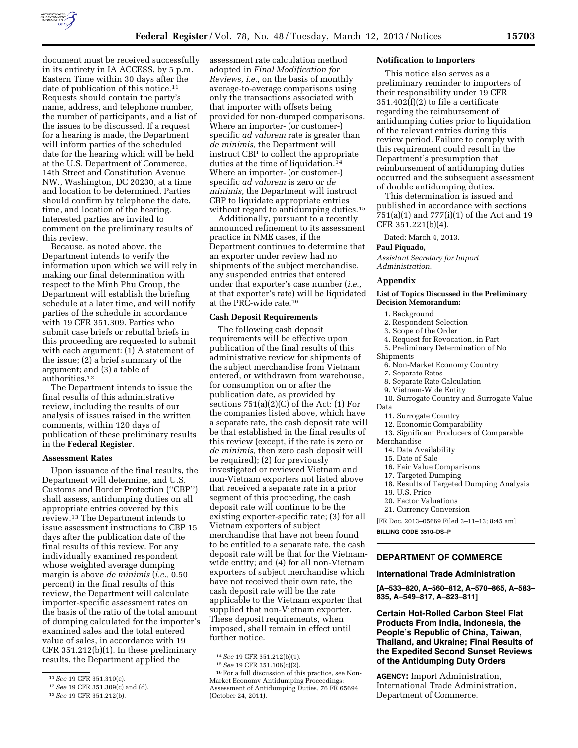document must be received successfully in its entirety in IA ACCESS, by 5 p.m. Eastern Time within 30 days after the date of publication of this notice.[11] Requests should contain the party's name, address, and telephone number, the number of participants, and a list of the issues to be discussed. If a request for a hearing is made, the Department will inform parties of the scheduled date for the hearing which will be held at the U.S. Department of Commerce, 14th Street and Constitution Avenue NW., Washington, DC 20230, at a time and location to be determined. Parties should confirm by telephone the date, time, and location of the hearing. Interested parties are invited to comment on the preliminary results of this review.

Because, as noted above, the Department intends to verify the information upon which we will rely in making our final determination with respect to the Minh Phu Group, the Department will establish the briefing schedule at a later time, and will notify parties of the schedule in accordance with 19 CFR 351.309. Parties who submit case briefs or rebuttal briefs in this proceeding are requested to submit with each argument: (1) A statement of the issue; (2) a brief summary of the argument; and (3) a table of authorities.[12]

The Department intends to issue the final results of this administrative review, including the results of our analysis of issues raised in the written comments, within 120 days of publication of these preliminary results in the **Federal Register**.

### Assessment Rates

Upon issuance of the final results, the Department will determine, and U.S. Customs and Border Protection (''CBP'') shall assess, antidumping duties on all appropriate entries covered by this review.[13] The Department intends to issue assessment instructions to CBP 15 days after the publication date of the final results of this review. For any individually examined respondent whose weighted average dumping margin is above *de minimis* (*i.e.,* 0.50 percent) in the final results of this review, the Department will calculate importer-specific assessment rates on the basis of the ratio of the total amount of dumping calculated for the importer's examined sales and the total entered value of sales, in accordance with 19 CFR 351.212(b)(1). In these preliminary results, the Department applied the assessment rate calculation method adopted in *Final Modification for Reviews, i.e.,* on the basis of monthly average-to-average comparisons using only the transactions associated with that importer with offsets being provided for non-dumped comparisons. Where an importer- (or customer-) specific *ad valorem* rate is greater than *de minimis,* the Department will instruct CBP to collect the appropriate duties at the time of liquidation.[14] Where an importer- (or customer-) specific *ad valorem* is zero or *de minimis,* the Department will instruct CBP to liquidate appropriate entries without regard to antidumping duties.[15]

Additionally, pursuant to a recently announced refinement to its assessment practice in NME cases, if the Department continues to determine that an exporter under review had no shipments of the subject merchandise, any suspended entries that entered under that exporter's case number (*i.e.,* at that exporter's rate) will be liquidated at the PRC-wide rate.[16]

### Cash Deposit Requirements

The following cash deposit requirements will be effective upon publication of the final results of this administrative review for shipments of the subject merchandise from Vietnam entered, or withdrawn from warehouse, for consumption on or after the publication date, as provided by sections 751(a)(2)(C) of the Act: (1) For the companies listed above, which have a separate rate, the cash deposit rate will be that established in the final results of this review (except, if the rate is zero or *de minimis,* then zero cash deposit will be required); (2) for previously investigated or reviewed Vietnam and non-Vietnam exporters not listed above that received a separate rate in a prior segment of this proceeding, the cash deposit rate will continue to be the existing exporter-specific rate; (3) for all Vietnam exporters of subject merchandise that have not been found to be entitled to a separate rate, the cash deposit rate will be that for the Vietnam-wide entity; and (4) for all non-Vietnam exporters of subject merchandise which have not received their own rate, the cash deposit rate will be the rate applicable to the Vietnam exporter that supplied that non-Vietnam exporter. These deposit requirements, when imposed, shall remain in effect until further notice.

### Notification to Importers

This notice also serves as a preliminary reminder to importers of their responsibility under 19 CFR 351.402(f)(2) to file a certificate regarding the reimbursement of antidumping duties prior to liquidation of the relevant entries during this review period. Failure to comply with this requirement could result in the Department's presumption that reimbursement of antidumping duties occurred and the subsequent assessment of double antidumping duties.

This determination is issued and published in accordance with sections 751(a)(1) and 777(i)(1) of the Act and 19 CFR 351.221(b)(4).

Dated: March 4, 2013.

**Paul Piquado,**

*Assistant Secretary for Import Administration.*

### Appendix

**List of Topics Discussed in the Preliminary Decision Memorandum:**

1. Background
2. Respondent Selection
3. Scope of the Order
4. Request for Revocation, in Part
5. Preliminary Determination of No Shipments
6. Non-Market Economy Country
7. Separate Rates
8. Separate Rate Calculation
9. Vietnam-Wide Entity
10. Surrogate Country and Surrogate Value Data
11. Surrogate Country
12. Economic Comparability
13. Significant Producers of Comparable Merchandise
14. Data Availability
15. Date of Sale
16. Fair Value Comparisons
17. Targeted Dumping
18. Results of Targeted Dumping Analysis
19. U.S. Price
20. Factor Valuations
21. Currency Conversion

[FR Doc. 2013–05669 Filed 3–11–13; 8:45 am]

**BILLING CODE 3510–DS–P**

---

[11] *See* 19 CFR 351.310(c).

[12] *See* 19 CFR 351.309(c) and (d).

[13] *See* 19 CFR 351.212(b).

[14] *See* 19 CFR 351.212(b)(1).

[15] *See* 19 CFR 351.106(c)(2).

[16] For a full discussion of this practice, see Non-Market Economy Antidumping Proceedings: Assessment of Antidumping Duties, 76 FR 65694 (October 24, 2011).

---

## DEPARTMENT OF COMMERCE

### International Trade Administration

**[A–533–820, A–560–812, A–570–865, A–583–835, A–549–817, A–823–811]**

### Certain Hot-Rolled Carbon Steel Flat Products From India, Indonesia, the People's Republic of China, Taiwan, Thailand, and Ukraine; Final Results of the Expedited Second Sunset Reviews of the Antidumping Duty Orders

**AGENCY:** Import Administration, International Trade Administration, Department of Commerce.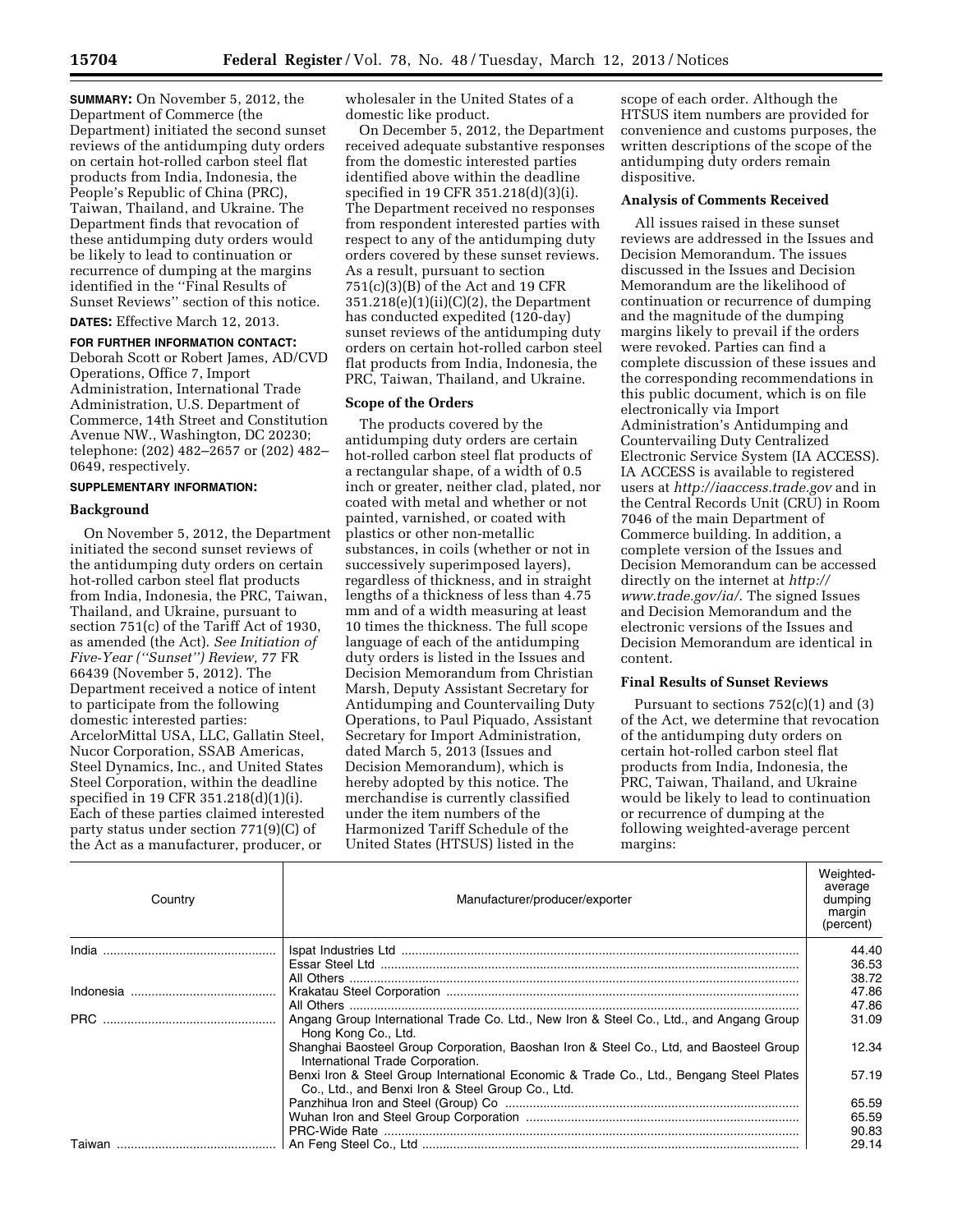**SUMMARY:** On November 5, 2012, the Department of Commerce (the Department) initiated the second sunset reviews of the antidumping duty orders on certain hot-rolled carbon steel flat products from India, Indonesia, the People's Republic of China (PRC), Taiwan, Thailand, and Ukraine. The Department finds that revocation of these antidumping duty orders would be likely to lead to continuation or recurrence of dumping at the margins identified in the ''Final Results of Sunset Reviews'' section of this notice.

**DATES:** Effective March 12, 2013.

**FOR FURTHER INFORMATION CONTACT:** Deborah Scott or Robert James, AD/CVD Operations, Office 7, Import Administration, International Trade Administration, U.S. Department of Commerce, 14th Street and Constitution Avenue NW., Washington, DC 20230; telephone: (202) 482–2657 or (202) 482–0649, respectively.

**SUPPLEMENTARY INFORMATION:**

## Background

On November 5, 2012, the Department initiated the second sunset reviews of the antidumping duty orders on certain hot-rolled carbon steel flat products from India, Indonesia, the PRC, Taiwan, Thailand, and Ukraine, pursuant to section 751(c) of the Tariff Act of 1930, as amended (the Act). *See Initiation of Five-Year (''Sunset'') Review,* 77 FR 66439 (November 5, 2012). The Department received a notice of intent to participate from the following domestic interested parties: ArcelorMittal USA, LLC, Gallatin Steel, Nucor Corporation, SSAB Americas, Steel Dynamics, Inc., and United States Steel Corporation, within the deadline specified in 19 CFR 351.218(d)(1)(i). Each of these parties claimed interested party status under section 771(9)(C) of the Act as a manufacturer, producer, or wholesaler in the United States of a domestic like product.

On December 5, 2012, the Department received adequate substantive responses from the domestic interested parties identified above within the deadline specified in 19 CFR 351.218(d)(3)(i). The Department received no responses from respondent interested parties with respect to any of the antidumping duty orders covered by these sunset reviews. As a result, pursuant to section 751(c)(3)(B) of the Act and 19 CFR 351.218(e)(1)(ii)(C)(2), the Department has conducted expedited (120-day) sunset reviews of the antidumping duty orders on certain hot-rolled carbon steel flat products from India, Indonesia, the PRC, Taiwan, Thailand, and Ukraine.

## Scope of the Orders

The products covered by the antidumping duty orders are certain hot-rolled carbon steel flat products of a rectangular shape, of a width of 0.5 inch or greater, neither clad, plated, nor coated with metal and whether or not painted, varnished, or coated with plastics or other non-metallic substances, in coils (whether or not in successively superimposed layers), regardless of thickness, and in straight lengths of a thickness of less than 4.75 mm and of a width measuring at least 10 times the thickness. The full scope language of each of the antidumping duty orders is listed in the Issues and Decision Memorandum from Christian Marsh, Deputy Assistant Secretary for Antidumping and Countervailing Duty Operations, to Paul Piquado, Assistant Secretary for Import Administration, dated March 5, 2013 (Issues and Decision Memorandum), which is hereby adopted by this notice. The merchandise is currently classified under the item numbers of the Harmonized Tariff Schedule of the United States (HTSUS) listed in the scope of each order. Although the HTSUS item numbers are provided for convenience and customs purposes, the written descriptions of the scope of the antidumping duty orders remain dispositive.

## Analysis of Comments Received

All issues raised in these sunset reviews are addressed in the Issues and Decision Memorandum. The issues discussed in the Issues and Decision Memorandum are the likelihood of continuation or recurrence of dumping and the magnitude of the dumping margins likely to prevail if the orders were revoked. Parties can find a complete discussion of these issues and the corresponding recommendations in this public document, which is on file electronically via Import Administration's Antidumping and Countervailing Duty Centralized Electronic Service System (IA ACCESS). IA ACCESS is available to registered users at *http://iaaccess.trade.gov* and in the Central Records Unit (CRU) in Room 7046 of the main Department of Commerce building. In addition, a complete version of the Issues and Decision Memorandum can be accessed directly on the internet at *http://www.trade.gov/ia/.* The signed Issues and Decision Memorandum and the electronic versions of the Issues and Decision Memorandum are identical in content.

## Final Results of Sunset Reviews

Pursuant to sections 752(c)(1) and (3) of the Act, we determine that revocation of the antidumping duty orders on certain hot-rolled carbon steel flat products from India, Indonesia, the PRC, Taiwan, Thailand, and Ukraine would be likely to lead to continuation or recurrence of dumping at the following weighted-average percent margins:

| Country | Manufacturer/producer/exporter | Weighted-average dumping margin (percent) |
|---|---|---|
| India | Ispat Industries Ltd | 44.40 |
| | Essar Steel Ltd | 36.53 |
| | All Others | 38.72 |
| Indonesia | Krakatau Steel Corporation | 47.86 |
| | All Others | 47.86 |
| PRC | Angang Group International Trade Co. Ltd., New Iron & Steel Co., Ltd., and Angang Group Hong Kong Co., Ltd. | 31.09 |
| | Shanghai Baosteel Group Corporation, Baoshan Iron & Steel Co., Ltd, and Baosteel Group International Trade Corporation. | 12.34 |
| | Benxi Iron & Steel Group International Economic & Trade Co., Ltd., Bengang Steel Plates Co., Ltd., and Benxi Iron & Steel Group Co., Ltd. | 57.19 |
| | Panzhihua Iron and Steel (Group) Co | 65.59 |
| | Wuhan Iron and Steel Group Corporation | 65.59 |
| | PRC-Wide Rate | 90.83 |
| Taiwan | An Feng Steel Co., Ltd | 29.14 |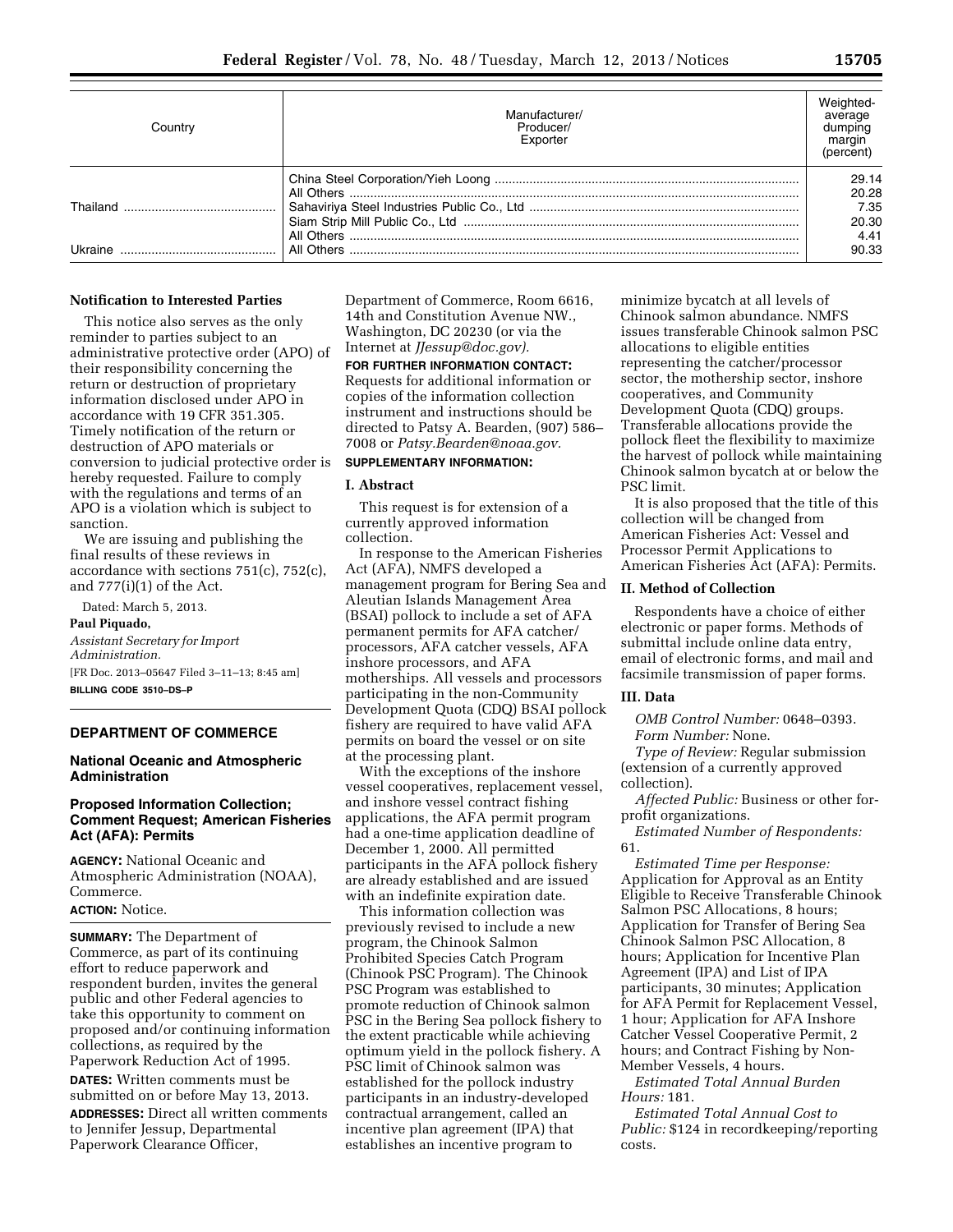| Country | Manufacturer/ Producer/ Exporter | Weighted-average dumping margin (percent) |
| --- | --- | --- |
| | China Steel Corporation/Yieh Loong | 29.14 |
| | All Others | 20.28 |
| Thailand | Sahaviriya Steel Industries Public Co., Ltd | 7.35 |
| | Siam Strip Mill Public Co., Ltd | 20.30 |
| | All Others | 4.41 |
| Ukraine | All Others | 90.33 |

**Notification to Interested Parties**

This notice also serves as the only reminder to parties subject to an administrative protective order (APO) of their responsibility concerning the return or destruction of proprietary information disclosed under APO in accordance with 19 CFR 351.305. Timely notification of the return or destruction of APO materials or conversion to judicial protective order is hereby requested. Failure to comply with the regulations and terms of an APO is a violation which is subject to sanction.

We are issuing and publishing the final results of these reviews in accordance with sections 751(c), 752(c), and 777(i)(1) of the Act.

Dated: March 5, 2013.

**Paul Piquado,**

*Assistant Secretary for Import Administration.*

[FR Doc. 2013–05647 Filed 3–11–13; 8:45 am]

**BILLING CODE 3510–DS–P**

## DEPARTMENT OF COMMERCE

### National Oceanic and Atmospheric Administration

### Proposed Information Collection; Comment Request; American Fisheries Act (AFA): Permits

**AGENCY:** National Oceanic and Atmospheric Administration (NOAA), Commerce.

**ACTION:** Notice.

**SUMMARY:** The Department of Commerce, as part of its continuing effort to reduce paperwork and respondent burden, invites the general public and other Federal agencies to take this opportunity to comment on proposed and/or continuing information collections, as required by the Paperwork Reduction Act of 1995.

**DATES:** Written comments must be submitted on or before May 13, 2013.

**ADDRESSES:** Direct all written comments to Jennifer Jessup, Departmental Paperwork Clearance Officer, Department of Commerce, Room 6616, 14th and Constitution Avenue NW., Washington, DC 20230 (or via the Internet at *JJessup@doc.gov).*

**FOR FURTHER INFORMATION CONTACT:** Requests for additional information or copies of the information collection instrument and instructions should be directed to Patsy A. Bearden, (907) 586–7008 or *Patsy.Bearden@noaa.gov.*

**SUPPLEMENTARY INFORMATION:**

**I. Abstract**

This request is for extension of a currently approved information collection.

In response to the American Fisheries Act (AFA), NMFS developed a management program for Bering Sea and Aleutian Islands Management Area (BSAI) pollock to include a set of AFA permanent permits for AFA catcher/processors, AFA catcher vessels, AFA inshore processors, and AFA motherships. All vessels and processors participating in the non-Community Development Quota (CDQ) BSAI pollock fishery are required to have valid AFA permits on board the vessel or on site at the processing plant.

With the exceptions of the inshore vessel cooperatives, replacement vessel, and inshore vessel contract fishing applications, the AFA permit program had a one-time application deadline of December 1, 2000. All permitted participants in the AFA pollock fishery are already established and are issued with an indefinite expiration date.

This information collection was previously revised to include a new program, the Chinook Salmon Prohibited Species Catch Program (Chinook PSC Program). The Chinook PSC Program was established to promote reduction of Chinook salmon PSC in the Bering Sea pollock fishery to the extent practicable while achieving optimum yield in the pollock fishery. A PSC limit of Chinook salmon was established for the pollock industry participants in an industry-developed contractual arrangement, called an incentive plan agreement (IPA) that establishes an incentive program to minimize bycatch at all levels of Chinook salmon abundance. NMFS issues transferable Chinook salmon PSC allocations to eligible entities representing the catcher/processor sector, the mothership sector, inshore cooperatives, and Community Development Quota (CDQ) groups. Transferable allocations provide the pollock fleet the flexibility to maximize the harvest of pollock while maintaining Chinook salmon bycatch at or below the PSC limit.

It is also proposed that the title of this collection will be changed from American Fisheries Act: Vessel and Processor Permit Applications to American Fisheries Act (AFA): Permits.

**II. Method of Collection**

Respondents have a choice of either electronic or paper forms. Methods of submittal include online data entry, email of electronic forms, and mail and facsimile transmission of paper forms.

**III. Data**

*OMB Control Number:* 0648–0393.

*Form Number:* None.

*Type of Review:* Regular submission (extension of a currently approved collection).

*Affected Public:* Business or other for-profit organizations.

*Estimated Number of Respondents:* 61.

*Estimated Time per Response:* Application for Approval as an Entity Eligible to Receive Transferable Chinook Salmon PSC Allocations, 8 hours; Application for Transfer of Bering Sea Chinook Salmon PSC Allocation, 8 hours; Application for Incentive Plan Agreement (IPA) and List of IPA participants, 30 minutes; Application for AFA Permit for Replacement Vessel, 1 hour; Application for AFA Inshore Catcher Vessel Cooperative Permit, 2 hours; and Contract Fishing by Non-Member Vessels, 4 hours.

*Estimated Total Annual Burden Hours:* 181.

*Estimated Total Annual Cost to Public:* $124 in recordkeeping/reporting costs.